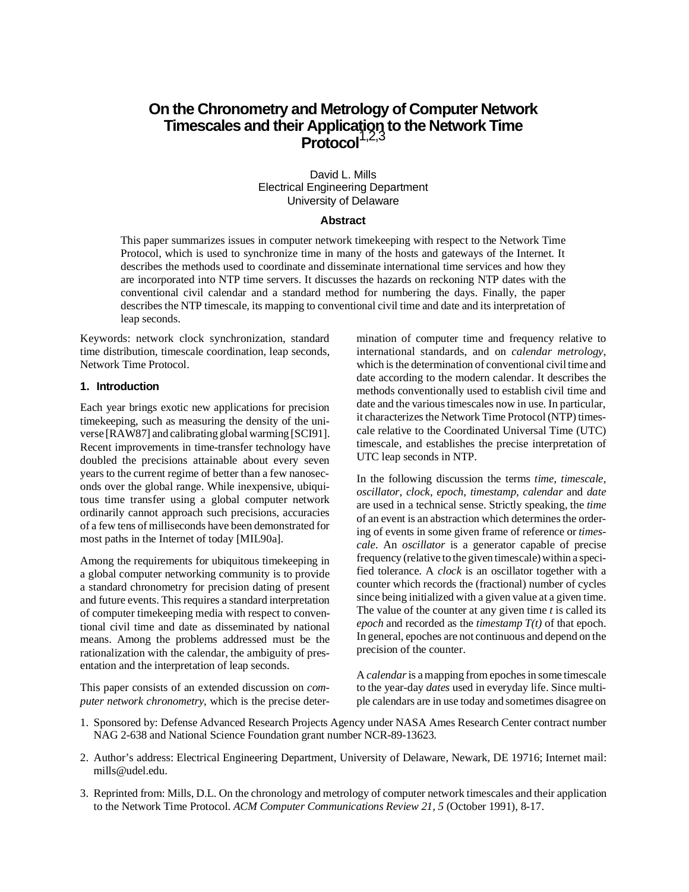# On the Chronometry and Metrology of Computer Network Timescales and their Application to the Network Time Protocol[1,2,3]

David L. Mills
Electrical Engineering Department
University of Delaware

### Abstract

This paper summarizes issues in computer network timekeeping with respect to the Network Time Protocol, which is used to synchronize time in many of the hosts and gateways of the Internet. It describes the methods used to coordinate and disseminate international time services and how they are incorporated into NTP time servers. It discusses the hazards on reckoning NTP dates with the conventional civil calendar and a standard method for numbering the days. Finally, the paper describes the NTP timescale, its mapping to conventional civil time and date and its interpretation of leap seconds.

Keywords: network clock synchronization, standard time distribution, timescale coordination, leap seconds, Network Time Protocol.

## 1. Introduction

Each year brings exotic new applications for precision timekeeping, such as measuring the density of the universe [RAW87] and calibrating global warming [SCI91]. Recent improvements in time-transfer technology have doubled the precisions attainable about every seven years to the current regime of better than a few nanoseconds over the global range. While inexpensive, ubiquitous time transfer using a global computer network ordinarily cannot approach such precisions, accuracies of a few tens of milliseconds have been demonstrated for most paths in the Internet of today [MIL90a].

Among the requirements for ubiquitous timekeeping in a global computer networking community is to provide a standard chronometry for precision dating of present and future events. This requires a standard interpretation of computer timekeeping media with respect to conventional civil time and date as disseminated by national means. Among the problems addressed must be the rationalization with the calendar, the ambiguity of presentation and the interpretation of leap seconds.

This paper consists of an extended discussion on *computer network chronometry*, which is the precise determination of computer time and frequency relative to international standards, and on *calendar metrology*, which is the determination of conventional civil time and date according to the modern calendar. It describes the methods conventionally used to establish civil time and date and the various timescales now in use. In particular, it characterizes the Network Time Protocol (NTP) timescale relative to the Coordinated Universal Time (UTC) timescale, and establishes the precise interpretation of UTC leap seconds in NTP.

In the following discussion the terms *time*, *timescale*, *oscillator*, *clock*, *epoch*, *timestamp*, *calendar* and *date* are used in a technical sense. Strictly speaking, the *time* of an event is an abstraction which determines the ordering of events in some given frame of reference or *timescale*. An *oscillator* is a generator capable of precise frequency (relative to the given timescale) within a specified tolerance. A *clock* is an oscillator together with a counter which records the (fractional) number of cycles since being initialized with a given value at a given time. The value of the counter at any given time $t$ is called its *epoch* and recorded as the *timestamp* $T(t)$ of that epoch. In general, epoches are not continuous and depend on the precision of the counter.

A *calendar* is a mapping from epoches in some timescale to the year-day *dates* used in everyday life. Since multiple calendars are in use today and sometimes disagree on

1. Sponsored by: Defense Advanced Research Projects Agency under NASA Ames Research Center contract number NAG 2-638 and National Science Foundation grant number NCR-89-13623.

2. Author's address: Electrical Engineering Department, University of Delaware, Newark, DE 19716; Internet mail: mills@udel.edu.

3. Reprinted from: Mills, D.L. On the chronology and metrology of computer network timescales and their application to the Network Time Protocol. *ACM Computer Communications Review 21, 5* (October 1991), 8-17.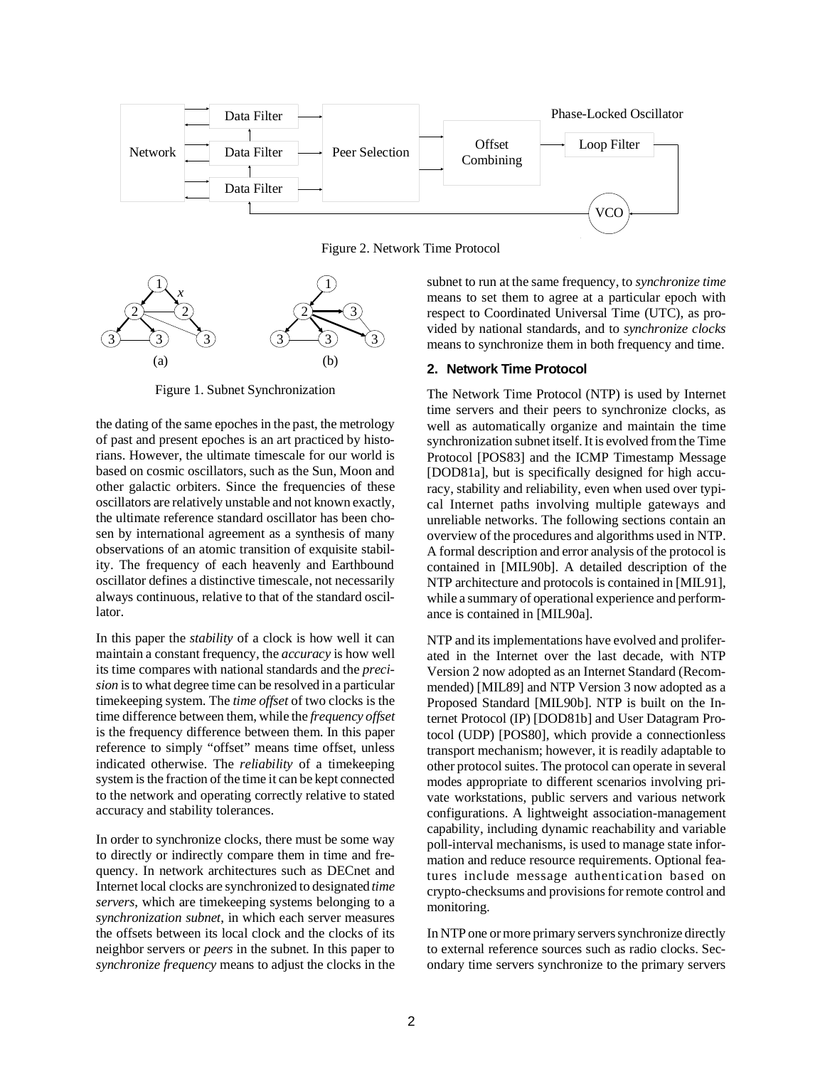Figure 2. Network Time Protocol

Figure 1. Subnet Synchronization

the dating of the same epoches in the past, the metrology of past and present epoches is an art practiced by historians. However, the ultimate timescale for our world is based on cosmic oscillators, such as the Sun, Moon and other galactic orbiters. Since the frequencies of these oscillators are relatively unstable and not known exactly, the ultimate reference standard oscillator has been chosen by international agreement as a synthesis of many observations of an atomic transition of exquisite stability. The frequency of each heavenly and Earthbound oscillator defines a distinctive timescale, not necessarily always continuous, relative to that of the standard oscillator.

In this paper the *stability* of a clock is how well it can maintain a constant frequency, the *accuracy* is how well its time compares with national standards and the *precision* is to what degree time can be resolved in a particular timekeeping system. The *time offset* of two clocks is the time difference between them, while the *frequency offset* is the frequency difference between them. In this paper reference to simply "offset" means time offset, unless indicated otherwise. The *reliability* of a timekeeping system is the fraction of the time it can be kept connected to the network and operating correctly relative to stated accuracy and stability tolerances.

In order to synchronize clocks, there must be some way to directly or indirectly compare them in time and frequency. In network architectures such as DECnet and Internet local clocks are synchronized to designated *time servers*, which are timekeeping systems belonging to a *synchronization subnet*, in which each server measures the offsets between its local clock and the clocks of its neighbor servers or *peers* in the subnet. In this paper to *synchronize frequency* means to adjust the clocks in the subnet to run at the same frequency, to *synchronize time* means to set them to agree at a particular epoch with respect to Coordinated Universal Time (UTC), as provided by national standards, and to *synchronize clocks* means to synchronize them in both frequency and time.

## 2. Network Time Protocol

The Network Time Protocol (NTP) is used by Internet time servers and their peers to synchronize clocks, as well as automatically organize and maintain the time synchronization subnet itself. It is evolved from the Time Protocol [POS83] and the ICMP Timestamp Message [DOD81a], but is specifically designed for high accuracy, stability and reliability, even when used over typical Internet paths involving multiple gateways and unreliable networks. The following sections contain an overview of the procedures and algorithms used in NTP. A formal description and error analysis of the protocol is contained in [MIL90b]. A detailed description of the NTP architecture and protocols is contained in [MIL91], while a summary of operational experience and performance is contained in [MIL90a].

NTP and its implementations have evolved and proliferated in the Internet over the last decade, with NTP Version 2 now adopted as an Internet Standard (Recommended) [MIL89] and NTP Version 3 now adopted as a Proposed Standard [MIL90b]. NTP is built on the Internet Protocol (IP) [DOD81b] and User Datagram Protocol (UDP) [POS80], which provide a connectionless transport mechanism; however, it is readily adaptable to other protocol suites. The protocol can operate in several modes appropriate to different scenarios involving private workstations, public servers and various network configurations. A lightweight association-management capability, including dynamic reachability and variable poll-interval mechanisms, is used to manage state information and reduce resource requirements. Optional features include message authentication based on crypto-checksums and provisions for remote control and monitoring.

In NTP one or more primary servers synchronize directly to external reference sources such as radio clocks. Secondary time servers synchronize to the primary servers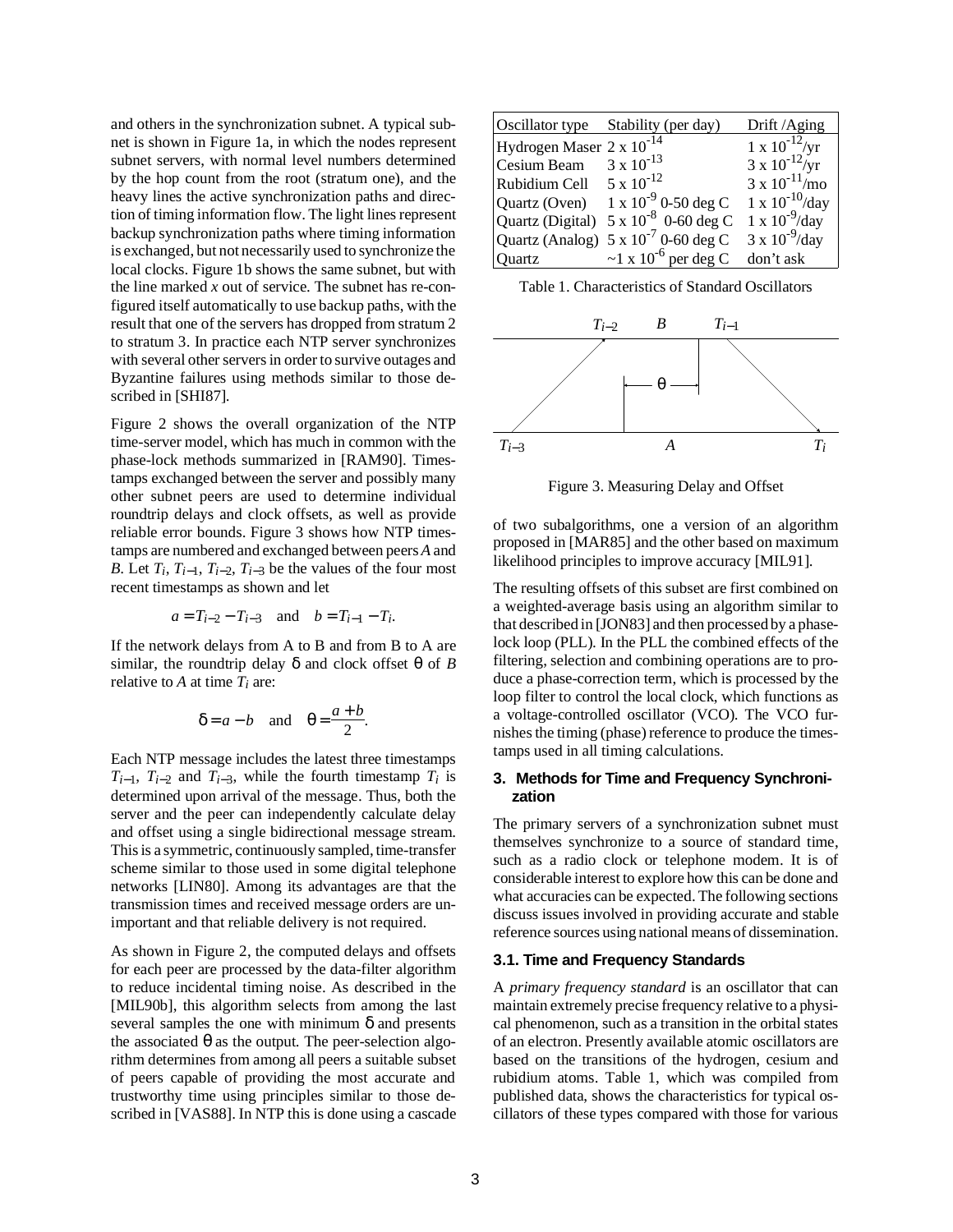and others in the synchronization subnet. A typical subnet is shown in Figure 1a, in which the nodes represent subnet servers, with normal level numbers determined by the hop count from the root (stratum one), and the heavy lines the active synchronization paths and direction of timing information flow. The light lines represent backup synchronization paths where timing information is exchanged, but not necessarily used to synchronize the local clocks. Figure 1b shows the same subnet, but with the line marked *x* out of service. The subnet has re-configured itself automatically to use backup paths, with the result that one of the servers has dropped from stratum 2 to stratum 3. In practice each NTP server synchronizes with several other servers in order to survive outages and Byzantine failures using methods similar to those described in [SHI87].

Figure 2 shows the overall organization of the NTP time-server model, which has much in common with the phase-lock methods summarized in [RAM90]. Timestamps exchanged between the server and possibly many other subnet peers are used to determine individual roundtrip delays and clock offsets, as well as provide reliable error bounds. Figure 3 shows how NTP timestamps are numbered and exchanged between peers *A* and *B*. Let $T_i$, $T_{i-1}$, $T_{i-2}$, $T_{i-3}$ be the values of the four most recent timestamps as shown and let

$$a = T_{i-2} - T_{i-3} \quad \text{and} \quad b = T_{i-1} - T_i.$$

If the network delays from A to B and from B to A are similar, the roundtrip delay $\delta$ and clock offset $\theta$ of *B* relative to *A* at time $T_i$ are:

$$\delta = a - b \quad \text{and} \quad \theta = \frac{a+b}{2}.$$

Each NTP message includes the latest three timestamps $T_{i-1}$, $T_{i-2}$ and $T_{i-3}$, while the fourth timestamp $T_i$ is determined upon arrival of the message. Thus, both the server and the peer can independently calculate delay and offset using a single bidirectional message stream. This is a symmetric, continuously sampled, time-transfer scheme similar to those used in some digital telephone networks [LIN80]. Among its advantages are that the transmission times and received message orders are unimportant and that reliable delivery is not required.

As shown in Figure 2, the computed delays and offsets for each peer are processed by the data-filter algorithm to reduce incidental timing noise. As described in the [MIL90b], this algorithm selects from among the last several samples the one with minimum $\delta$ and presents the associated $\theta$ as the output. The peer-selection algorithm determines from among all peers a suitable subset of peers capable of providing the most accurate and trustworthy time using principles similar to those described in [VAS88]. In NTP this is done using a cascade of two subalgorithms, one a version of an algorithm proposed in [MAR85] and the other based on maximum likelihood principles to improve accuracy [MIL91].

| Oscillator type | Stability (per day) | Drift /Aging |
|---|---|---|
| Hydrogen Maser | $2 \times 10^{-14}$ | $1 \times 10^{-12}$/yr |
| Cesium Beam | $3 \times 10^{-13}$ | $3 \times 10^{-12}$/yr |
| Rubidium Cell | $5 \times 10^{-12}$ | $3 \times 10^{-11}$/mo |
| Quartz (Oven) | $1 \times 10^{-9}$ 0-50 deg C | $1 \times 10^{-10}$/day |
| Quartz (Digital) | $5 \times 10^{-8}$ 0-60 deg C | $1 \times 10^{-9}$/day |
| Quartz (Analog) | $5 \times 10^{-7}$ 0-60 deg C | $3 \times 10^{-9}$/day |
| Quartz | ~$1 \times 10^{-6}$ per deg C | don't ask |

Table 1. Characteristics of Standard Oscillators

Figure 3. Measuring Delay and Offset

The resulting offsets of this subset are first combined on a weighted-average basis using an algorithm similar to that described in [JON83] and then processed by a phase-lock loop (PLL). In the PLL the combined effects of the filtering, selection and combining operations are to produce a phase-correction term, which is processed by the loop filter to control the local clock, which functions as a voltage-controlled oscillator (VCO). The VCO furnishes the timing (phase) reference to produce the timestamps used in all timing calculations.

### 3. Methods for Time and Frequency Synchronization

The primary servers of a synchronization subnet must themselves synchronize to a source of standard time, such as a radio clock or telephone modem. It is of considerable interest to explore how this can be done and what accuracies can be expected. The following sections discuss issues involved in providing accurate and stable reference sources using national means of dissemination.

### 3.1. Time and Frequency Standards

A *primary frequency standard* is an oscillator that can maintain extremely precise frequency relative to a physical phenomenon, such as a transition in the orbital states of an electron. Presently available atomic oscillators are based on the transitions of the hydrogen, cesium and rubidium atoms. Table 1, which was compiled from published data, shows the characteristics for typical oscillators of these types compared with those for various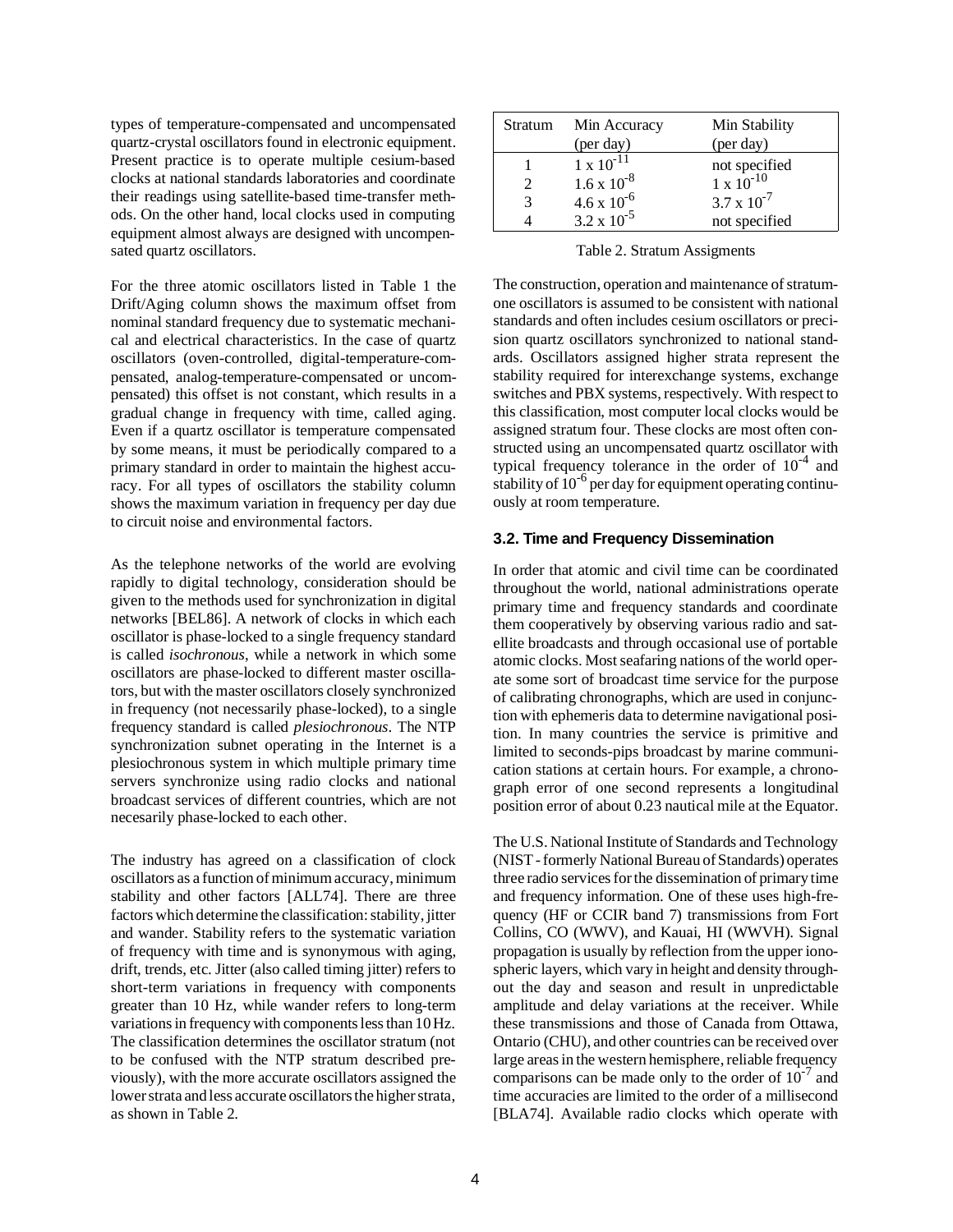types of temperature-compensated and uncompensated quartz-crystal oscillators found in electronic equipment. Present practice is to operate multiple cesium-based clocks at national standards laboratories and coordinate their readings using satellite-based time-transfer methods. On the other hand, local clocks used in computing equipment almost always are designed with uncompensated quartz oscillators.

For the three atomic oscillators listed in Table 1 the Drift/Aging column shows the maximum offset from nominal standard frequency due to systematic mechanical and electrical characteristics. In the case of quartz oscillators (oven-controlled, digital-temperature-compensated, analog-temperature-compensated or uncompensated) this offset is not constant, which results in a gradual change in frequency with time, called aging. Even if a quartz oscillator is temperature compensated by some means, it must be periodically compared to a primary standard in order to maintain the highest accuracy. For all types of oscillators the stability column shows the maximum variation in frequency per day due to circuit noise and environmental factors.

As the telephone networks of the world are evolving rapidly to digital technology, consideration should be given to the methods used for synchronization in digital networks [BEL86]. A network of clocks in which each oscillator is phase-locked to a single frequency standard is called *isochronous*, while a network in which some oscillators are phase-locked to different master oscillators, but with the master oscillators closely synchronized in frequency (not necessarily phase-locked), to a single frequency standard is called *plesiochronous*. The NTP synchronization subnet operating in the Internet is a plesiochronous system in which multiple primary time servers synchronize using radio clocks and national broadcast services of different countries, which are not necesarily phase-locked to each other.

The industry has agreed on a classification of clock oscillators as a function of minimum accuracy, minimum stability and other factors [ALL74]. There are three factors which determine the classification: stability, jitter and wander. Stability refers to the systematic variation of frequency with time and is synonymous with aging, drift, trends, etc. Jitter (also called timing jitter) refers to short-term variations in frequency with components greater than 10 Hz, while wander refers to long-term variations in frequency with components less than 10 Hz. The classification determines the oscillator stratum (not to be confused with the NTP stratum described previously), with the more accurate oscillators assigned the lower strata and less accurate oscillators the higher strata, as shown in Table 2.

| Stratum | Min Accuracy (per day) | Min Stability (per day) |
|---|---|---|
| 1 | $1 \times 10^{-11}$ | not specified |
| 2 | $1.6 \times 10^{-8}$ | $1 \times 10^{-10}$ |
| 3 | $4.6 \times 10^{-6}$ | $3.7 \times 10^{-7}$ |
| 4 | $3.2 \times 10^{-5}$ | not specified |

Table 2. Stratum Assigments

The construction, operation and maintenance of stratum-one oscillators is assumed to be consistent with national standards and often includes cesium oscillators or precision quartz oscillators synchronized to national standards. Oscillators assigned higher strata represent the stability required for interexchange systems, exchange switches and PBX systems, respectively. With respect to this classification, most computer local clocks would be assigned stratum four. These clocks are most often constructed using an uncompensated quartz oscillator with typical frequency tolerance in the order of $10^{-4}$ and stability of $10^{-6}$ per day for equipment operating continuously at room temperature.

### 3.2. Time and Frequency Dissemination

In order that atomic and civil time can be coordinated throughout the world, national administrations operate primary time and frequency standards and coordinate them cooperatively by observing various radio and satellite broadcasts and through occasional use of portable atomic clocks. Most seafaring nations of the world operate some sort of broadcast time service for the purpose of calibrating chronographs, which are used in conjunction with ephemeris data to determine navigational position. In many countries the service is primitive and limited to seconds-pips broadcast by marine communication stations at certain hours. For example, a chronograph error of one second represents a longitudinal position error of about 0.23 nautical mile at the Equator.

The U.S. National Institute of Standards and Technology (NIST - formerly National Bureau of Standards) operates three radio services for the dissemination of primary time and frequency information. One of these uses high-frequency (HF or CCIR band 7) transmissions from Fort Collins, CO (WWV), and Kauai, HI (WWVH). Signal propagation is usually by reflection from the upper ionospheric layers, which vary in height and density throughout the day and season and result in unpredictable amplitude and delay variations at the receiver. While these transmissions and those of Canada from Ottawa, Ontario (CHU), and other countries can be received over large areas in the western hemisphere, reliable frequency comparisons can be made only to the order of $10^{-7}$ and time accuracies are limited to the order of a millisecond [BLA74]. Available radio clocks which operate with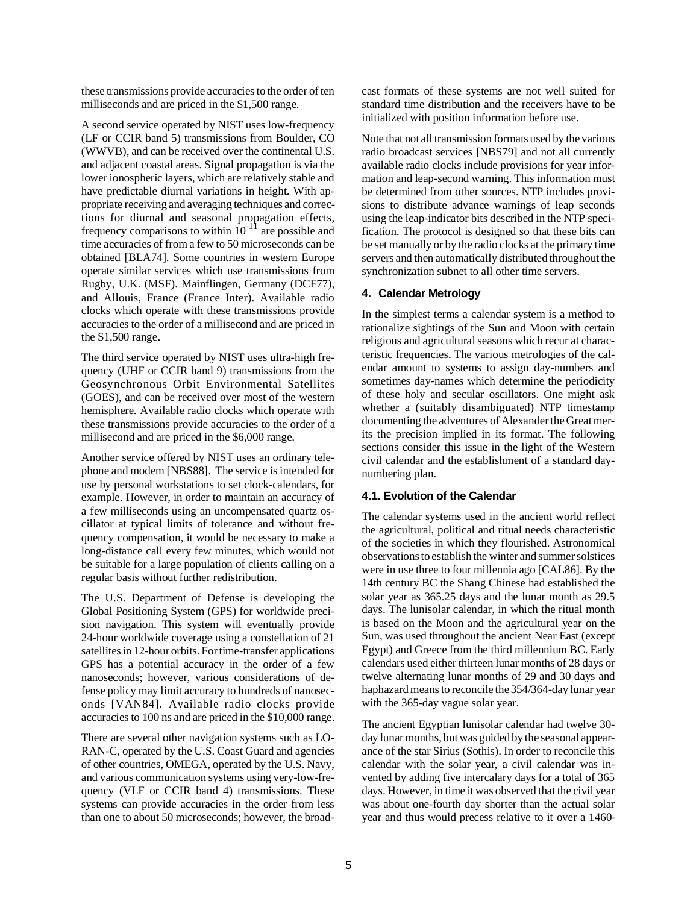these transmissions provide accuracies to the order of ten milliseconds and are priced in the $1,500 range.

A second service operated by NIST uses low-frequency (LF or CCIR band 5) transmissions from Boulder, CO (WWVB), and can be received over the continental U.S. and adjacent coastal areas. Signal propagation is via the lower ionospheric layers, which are relatively stable and have predictable diurnal variations in height. With appropriate receiving and averaging techniques and corrections for diurnal and seasonal propagation effects, frequency comparisons to within $10^{-11}$ are possible and time accuracies of from a few to 50 microseconds can be obtained [BLA74]. Some countries in western Europe operate similar services which use transmissions from Rugby, U.K. (MSF). Mainflingen, Germany (DCF77), and Allouis, France (France Inter). Available radio clocks which operate with these transmissions provide accuracies to the order of a millisecond and are priced in the $1,500 range.

The third service operated by NIST uses ultra-high frequency (UHF or CCIR band 9) transmissions from the Geosynchronous Orbit Environmental Satellites (GOES), and can be received over most of the western hemisphere. Available radio clocks which operate with these transmissions provide accuracies to the order of a millisecond and are priced in the $6,000 range.

Another service offered by NIST uses an ordinary telephone and modem [NBS88]. The service is intended for use by personal workstations to set clock-calendars, for example. However, in order to maintain an accuracy of a few milliseconds using an uncompensated quartz oscillator at typical limits of tolerance and without frequency compensation, it would be necessary to make a long-distance call every few minutes, which would not be suitable for a large population of clients calling on a regular basis without further redistribution.

The U.S. Department of Defense is developing the Global Positioning System (GPS) for worldwide precision navigation. This system will eventually provide 24-hour worldwide coverage using a constellation of 21 satellites in 12-hour orbits. For time-transfer applications GPS has a potential accuracy in the order of a few nanoseconds; however, various considerations of defense policy may limit accuracy to hundreds of nanoseconds [VAN84]. Available radio clocks provide accuracies to 100 ns and are priced in the $10,000 range.

There are several other navigation systems such as LORAN-C, operated by the U.S. Coast Guard and agencies of other countries, OMEGA, operated by the U.S. Navy, and various communication systems using very-low-frequency (VLF or CCIR band 4) transmissions. These systems can provide accuracies in the order from less than one to about 50 microseconds; however, the broadcast formats of these systems are not well suited for standard time distribution and the receivers have to be initialized with position information before use.

Note that not all transmission formats used by the various radio broadcast services [NBS79] and not all currently available radio clocks include provisions for year information and leap-second warning. This information must be determined from other sources. NTP includes provisions to distribute advance warnings of leap seconds using the leap-indicator bits described in the NTP specification. The protocol is designed so that these bits can be set manually or by the radio clocks at the primary time servers and then automatically distributed throughout the synchronization subnet to all other time servers.

## 4. Calendar Metrology

In the simplest terms a calendar system is a method to rationalize sightings of the Sun and Moon with certain religious and agricultural seasons which recur at characteristic frequencies. The various metrologies of the calendar amount to systems to assign day-numbers and sometimes day-names which determine the periodicity of these holy and secular oscillators. One might ask whether a (suitably disambiguated) NTP timestamp documenting the adventures of Alexander the Great merits the precision implied in its format. The following sections consider this issue in the light of the Western civil calendar and the establishment of a standard day-numbering plan.

### 4.1. Evolution of the Calendar

The calendar systems used in the ancient world reflect the agricultural, political and ritual needs characteristic of the societies in which they flourished. Astronomical observations to establish the winter and summer solstices were in use three to four millennia ago [CAL86]. By the 14th century BC the Shang Chinese had established the solar year as 365.25 days and the lunar month as 29.5 days. The lunisolar calendar, in which the ritual month is based on the Moon and the agricultural year on the Sun, was used throughout the ancient Near East (except Egypt) and Greece from the third millennium BC. Early calendars used either thirteen lunar months of 28 days or twelve alternating lunar months of 29 and 30 days and haphazard means to reconcile the 354/364-day lunar year with the 365-day vague solar year.

The ancient Egyptian lunisolar calendar had twelve 30-day lunar months, but was guided by the seasonal appearance of the star Sirius (Sothis). In order to reconcile this calendar with the solar year, a civil calendar was invented by adding five intercalary days for a total of 365 days. However, in time it was observed that the civil year was about one-fourth day shorter than the actual solar year and thus would precess relative to it over a 1460-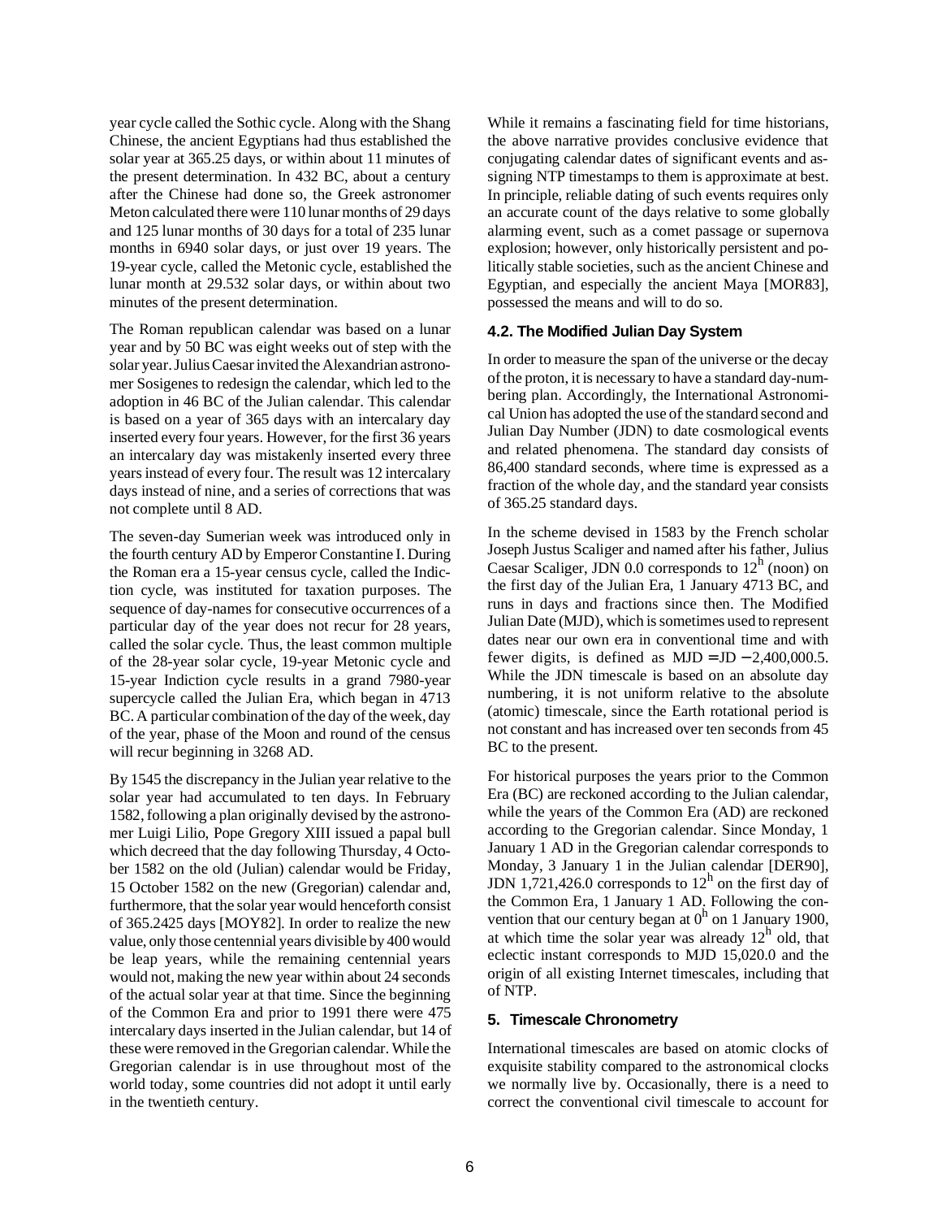year cycle called the Sothic cycle. Along with the Shang Chinese, the ancient Egyptians had thus established the solar year at 365.25 days, or within about 11 minutes of the present determination. In 432 BC, about a century after the Chinese had done so, the Greek astronomer Meton calculated there were 110 lunar months of 29 days and 125 lunar months of 30 days for a total of 235 lunar months in 6940 solar days, or just over 19 years. The 19-year cycle, called the Metonic cycle, established the lunar month at 29.532 solar days, or within about two minutes of the present determination.

The Roman republican calendar was based on a lunar year and by 50 BC was eight weeks out of step with the solar year. Julius Caesar invited the Alexandrian astronomer Sosigenes to redesign the calendar, which led to the adoption in 46 BC of the Julian calendar. This calendar is based on a year of 365 days with an intercalary day inserted every four years. However, for the first 36 years an intercalary day was mistakenly inserted every three years instead of every four. The result was 12 intercalary days instead of nine, and a series of corrections that was not complete until 8 AD.

The seven-day Sumerian week was introduced only in the fourth century AD by Emperor Constantine I. During the Roman era a 15-year census cycle, called the Indiction cycle, was instituted for taxation purposes. The sequence of day-names for consecutive occurrences of a particular day of the year does not recur for 28 years, called the solar cycle. Thus, the least common multiple of the 28-year solar cycle, 19-year Metonic cycle and 15-year Indiction cycle results in a grand 7980-year supercycle called the Julian Era, which began in 4713 BC. A particular combination of the day of the week, day of the year, phase of the Moon and round of the census will recur beginning in 3268 AD.

By 1545 the discrepancy in the Julian year relative to the solar year had accumulated to ten days. In February 1582, following a plan originally devised by the astronomer Luigi Lilio, Pope Gregory XIII issued a papal bull which decreed that the day following Thursday, 4 October 1582 on the old (Julian) calendar would be Friday, 15 October 1582 on the new (Gregorian) calendar and, furthermore, that the solar year would henceforth consist of 365.2425 days [MOY82]. In order to realize the new value, only those centennial years divisible by 400 would be leap years, while the remaining centennial years would not, making the new year within about 24 seconds of the actual solar year at that time. Since the beginning of the Common Era and prior to 1991 there were 475 intercalary days inserted in the Julian calendar, but 14 of these were removed in the Gregorian calendar. While the Gregorian calendar is in use throughout most of the world today, some countries did not adopt it until early in the twentieth century.

While it remains a fascinating field for time historians, the above narrative provides conclusive evidence that conjugating calendar dates of significant events and assigning NTP timestamps to them is approximate at best. In principle, reliable dating of such events requires only an accurate count of the days relative to some globally alarming event, such as a comet passage or supernova explosion; however, only historically persistent and politically stable societies, such as the ancient Chinese and Egyptian, and especially the ancient Maya [MOR83], possessed the means and will to do so.

### 4.2. The Modified Julian Day System

In order to measure the span of the universe or the decay of the proton, it is necessary to have a standard day-numbering plan. Accordingly, the International Astronomical Union has adopted the use of the standard second and Julian Day Number (JDN) to date cosmological events and related phenomena. The standard day consists of 86,400 standard seconds, where time is expressed as a fraction of the whole day, and the standard year consists of 365.25 standard days.

In the scheme devised in 1583 by the French scholar Joseph Justus Scaliger and named after his father, Julius Caesar Scaliger, JDN 0.0 corresponds to $12^h$ (noon) on the first day of the Julian Era, 1 January 4713 BC, and runs in days and fractions since then. The Modified Julian Date (MJD), which is sometimes used to represent dates near our own era in conventional time and with fewer digits, is defined as $\mathrm{MJD} = \mathrm{JD} - 2{,}400{,}000.5$. While the JDN timescale is based on an absolute day numbering, it is not uniform relative to the absolute (atomic) timescale, since the Earth rotational period is not constant and has increased over ten seconds from 45 BC to the present.

For historical purposes the years prior to the Common Era (BC) are reckoned according to the Julian calendar, while the years of the Common Era (AD) are reckoned according to the Gregorian calendar. Since Monday, 1 January 1 AD in the Gregorian calendar corresponds to Monday, 3 January 1 in the Julian calendar [DER90], JDN 1,721,426.0 corresponds to $12^h$ on the first day of the Common Era, 1 January 1 AD. Following the convention that our century began at $0^h$ on 1 January 1900, at which time the solar year was already $12^h$ old, that eclectic instant corresponds to MJD 15,020.0 and the origin of all existing Internet timescales, including that of NTP.

## 5. Timescale Chronometry

International timescales are based on atomic clocks of exquisite stability compared to the astronomical clocks we normally live by. Occasionally, there is a need to correct the conventional civil timescale to account for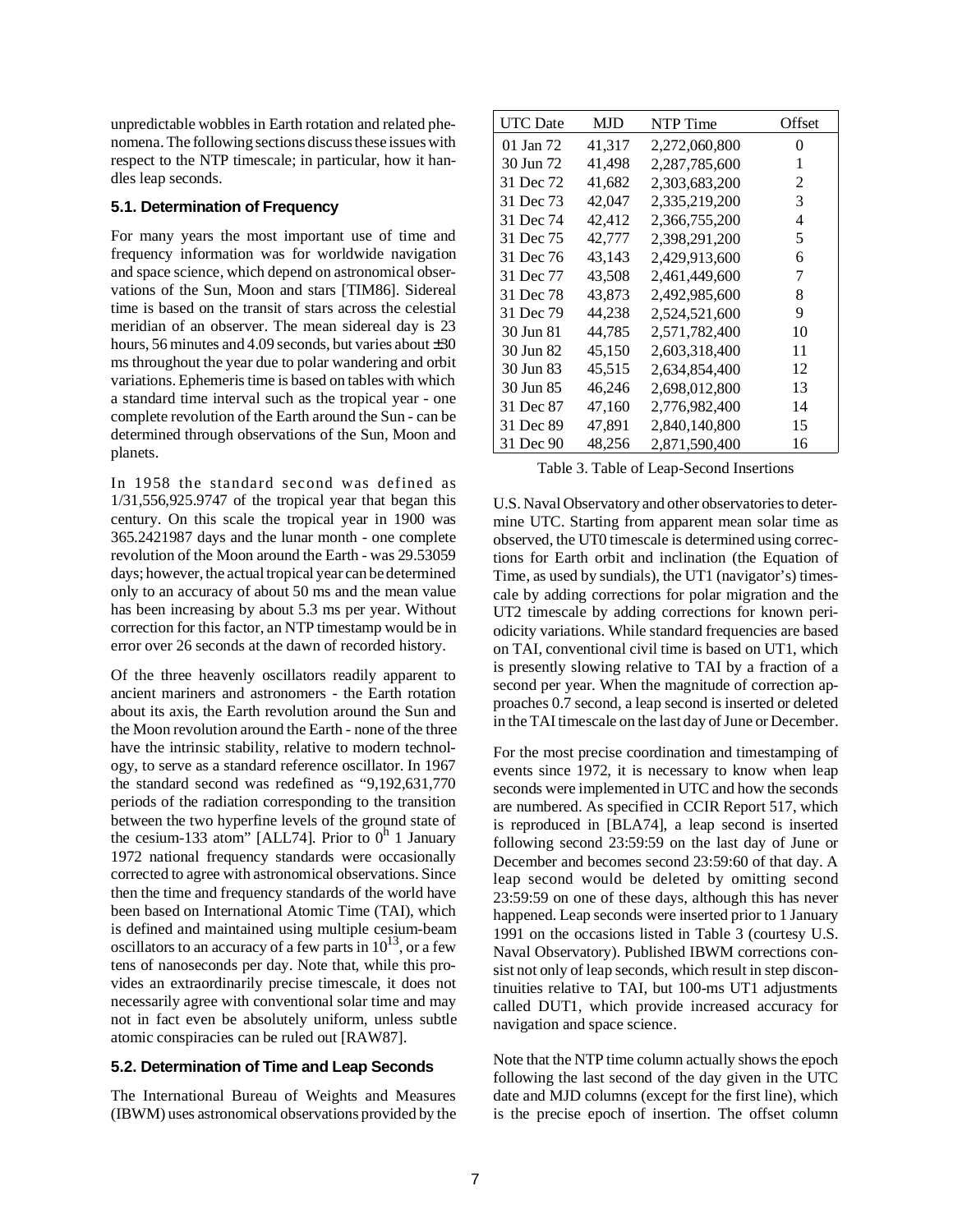unpredictable wobbles in Earth rotation and related phenomena. The following sections discuss these issues with respect to the NTP timescale; in particular, how it handles leap seconds.

### 5.1. Determination of Frequency

For many years the most important use of time and frequency information was for worldwide navigation and space science, which depend on astronomical observations of the Sun, Moon and stars [TIM86]. Sidereal time is based on the transit of stars across the celestial meridian of an observer. The mean sidereal day is 23 hours, 56 minutes and 4.09 seconds, but varies about ±30 ms throughout the year due to polar wandering and orbit variations. Ephemeris time is based on tables with which a standard time interval such as the tropical year - one complete revolution of the Earth around the Sun - can be determined through observations of the Sun, Moon and planets.

In 1958 the standard second was defined as 1/31,556,925.9747 of the tropical year that began this century. On this scale the tropical year in 1900 was 365.2421987 days and the lunar month - one complete revolution of the Moon around the Earth - was 29.53059 days; however, the actual tropical year can be determined only to an accuracy of about 50 ms and the mean value has been increasing by about 5.3 ms per year. Without correction for this factor, an NTP timestamp would be in error over 26 seconds at the dawn of recorded history.

Of the three heavenly oscillators readily apparent to ancient mariners and astronomers - the Earth rotation about its axis, the Earth revolution around the Sun and the Moon revolution around the Earth - none of the three have the intrinsic stability, relative to modern technology, to serve as a standard reference oscillator. In 1967 the standard second was redefined as "9,192,631,770 periods of the radiation corresponding to the transition between the two hyperfine levels of the ground state of the cesium-133 atom" [ALL74]. Prior to $0^h$ 1 January 1972 national frequency standards were occasionally corrected to agree with astronomical observations. Since then the time and frequency standards of the world have been based on International Atomic Time (TAI), which is defined and maintained using multiple cesium-beam oscillators to an accuracy of a few parts in $10^{13}$, or a few tens of nanoseconds per day. Note that, while this provides an extraordinarily precise timescale, it does not necessarily agree with conventional solar time and may not in fact even be absolutely uniform, unless subtle atomic conspiracies can be ruled out [RAW87].

### 5.2. Determination of Time and Leap Seconds

The International Bureau of Weights and Measures (IBWM) uses astronomical observations provided by the U.S. Naval Observatory and other observatories to determine UTC. Starting from apparent mean solar time as observed, the UT0 timescale is determined using corrections for Earth orbit and inclination (the Equation of Time, as used by sundials), the UT1 (navigator's) timescale by adding corrections for polar migration and the UT2 timescale by adding corrections for known periodicity variations. While standard frequencies are based on TAI, conventional civil time is based on UT1, which is presently slowing relative to TAI by a fraction of a second per year. When the magnitude of correction approaches 0.7 second, a leap second is inserted or deleted in the TAI timescale on the last day of June or December.

| UTC Date | MJD | NTP Time | Offset |
|---|---|---|---|
| 01 Jan 72 | 41,317 | 2,272,060,800 | 0 |
| 30 Jun 72 | 41,498 | 2,287,785,600 | 1 |
| 31 Dec 72 | 41,682 | 2,303,683,200 | 2 |
| 31 Dec 73 | 42,047 | 2,335,219,200 | 3 |
| 31 Dec 74 | 42,412 | 2,366,755,200 | 4 |
| 31 Dec 75 | 42,777 | 2,398,291,200 | 5 |
| 31 Dec 76 | 43,143 | 2,429,913,600 | 6 |
| 31 Dec 77 | 43,508 | 2,461,449,600 | 7 |
| 31 Dec 78 | 43,873 | 2,492,985,600 | 8 |
| 31 Dec 79 | 44,238 | 2,524,521,600 | 9 |
| 30 Jun 81 | 44,785 | 2,571,782,400 | 10 |
| 30 Jun 82 | 45,150 | 2,603,318,400 | 11 |
| 30 Jun 83 | 45,515 | 2,634,854,400 | 12 |
| 30 Jun 85 | 46,246 | 2,698,012,800 | 13 |
| 31 Dec 87 | 47,160 | 2,776,982,400 | 14 |
| 31 Dec 89 | 47,891 | 2,840,140,800 | 15 |
| 31 Dec 90 | 48,256 | 2,871,590,400 | 16 |

Table 3. Table of Leap-Second Insertions

For the most precise coordination and timestamping of events since 1972, it is necessary to know when leap seconds were implemented in UTC and how the seconds are numbered. As specified in CCIR Report 517, which is reproduced in [BLA74], a leap second is inserted following second 23:59:59 on the last day of June or December and becomes second 23:59:60 of that day. A leap second would be deleted by omitting second 23:59:59 on one of these days, although this has never happened. Leap seconds were inserted prior to 1 January 1991 on the occasions listed in Table 3 (courtesy U.S. Naval Observatory). Published IBWM corrections consist not only of leap seconds, which result in step discontinuities relative to TAI, but 100-ms UT1 adjustments called DUT1, which provide increased accuracy for navigation and space science.

Note that the NTP time column actually shows the epoch following the last second of the day given in the UTC date and MJD columns (except for the first line), which is the precise epoch of insertion. The offset column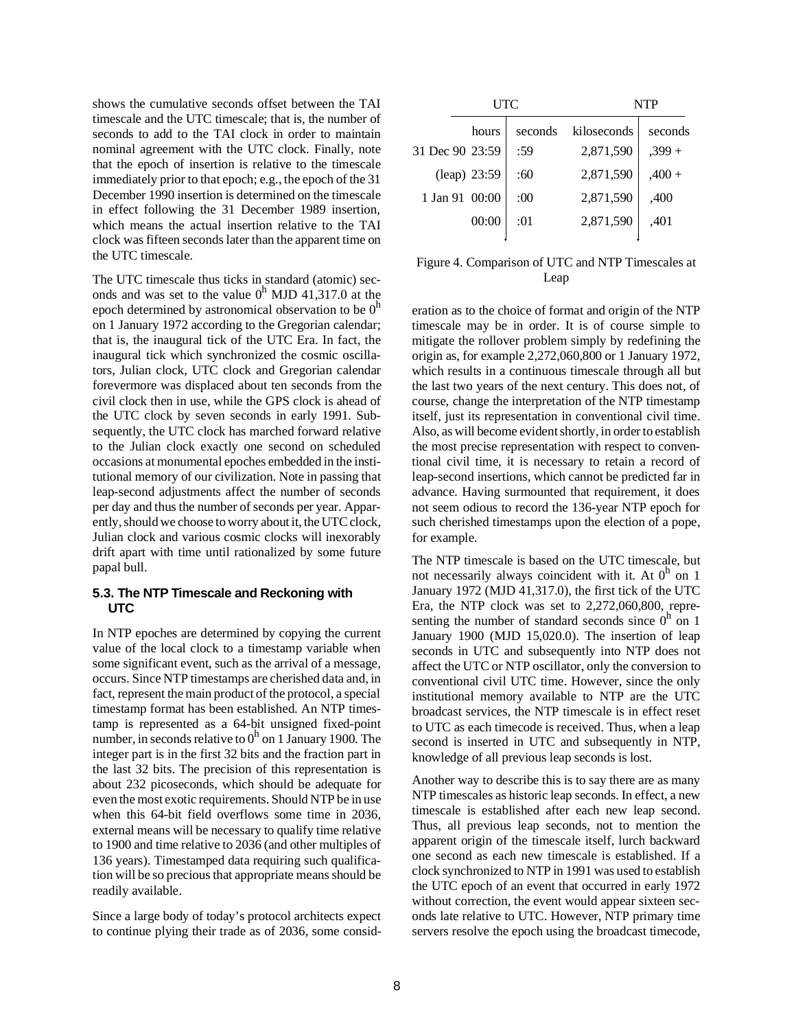shows the cumulative seconds offset between the TAI timescale and the UTC timescale; that is, the number of seconds to add to the TAI clock in order to maintain nominal agreement with the UTC clock. Finally, note that the epoch of insertion is relative to the timescale immediately prior to that epoch; e.g., the epoch of the 31 December 1990 insertion is determined on the timescale in effect following the 31 December 1989 insertion, which means the actual insertion relative to the TAI clock was fifteen seconds later than the apparent time on the UTC timescale.

The UTC timescale thus ticks in standard (atomic) seconds and was set to the value $0^h$ MJD 41,317.0 at the epoch determined by astronomical observation to be $0^h$ on 1 January 1972 according to the Gregorian calendar; that is, the inaugural tick of the UTC Era. In fact, the inaugural tick which synchronized the cosmic oscillators, Julian clock, UTC clock and Gregorian calendar forevermore was displaced about ten seconds from the civil clock then in use, while the GPS clock is ahead of the UTC clock by seven seconds in early 1991. Subsequently, the UTC clock has marched forward relative to the Julian clock exactly one second on scheduled occasions at monumental epoches embedded in the institutional memory of our civilization. Note in passing that leap-second adjustments affect the number of seconds per day and thus the number of seconds per year. Apparently, should we choose to worry about it, the UTC clock, Julian clock and various cosmic clocks will inexorably drift apart with time until rationalized by some future papal bull.

### 5.3. The NTP Timescale and Reckoning with UTC

In NTP epoches are determined by copying the current value of the local clock to a timestamp variable when some significant event, such as the arrival of a message, occurs. Since NTP timestamps are cherished data and, in fact, represent the main product of the protocol, a special timestamp format has been established. An NTP timestamp is represented as a 64-bit unsigned fixed-point number, in seconds relative to $0^h$ on 1 January 1900. The integer part is in the first 32 bits and the fraction part in the last 32 bits. The precision of this representation is about 232 picoseconds, which should be adequate for even the most exotic requirements. Should NTP be in use when this 64-bit field overflows some time in 2036, external means will be necessary to qualify time relative to 1900 and time relative to 2036 (and other multiples of 136 years). Timestamped data requiring such qualification will be so precious that appropriate means should be readily available.

Since a large body of today's protocol architects expect to continue plying their trade as of 2036, some consideration as to the choice of format and origin of the NTP timescale may be in order. It is of course simple to mitigate the rollover problem simply by redefining the origin as, for example 2,272,060,800 or 1 January 1972, which results in a continuous timescale through all but the last two years of the next century. This does not, of course, change the interpretation of the NTP timestamp itself, just its representation in conventional civil time. Also, as will become evident shortly, in order to establish the most precise representation with respect to conventional civil time, it is necessary to retain a record of leap-second insertions, which cannot be predicted far in advance. Having surmounted that requirement, it does not seem odious to record the 136-year NTP epoch for such cherished timestamps upon the election of a pope, for example.

| | UTC | | NTP | |
|---|---|---|---|---|
| | hours | seconds | kiloseconds | seconds |
| 31 Dec 90 | 23:59 | :59 | 2,871,590 | ,399 + |
| (leap) | 23:59 | :60 | 2,871,590 | ,400 + |
| 1 Jan 91 | 00:00 | :00 | 2,871,590 | ,400 |
| | 00:00 | :01 | 2,871,590 | ,401 |

Figure 4. Comparison of UTC and NTP Timescales at Leap

The NTP timescale is based on the UTC timescale, but not necessarily always coincident with it. At $0^h$ on 1 January 1972 (MJD 41,317.0), the first tick of the UTC Era, the NTP clock was set to 2,272,060,800, representing the number of standard seconds since $0^h$ on 1 January 1900 (MJD 15,020.0). The insertion of leap seconds in UTC and subsequently into NTP does not affect the UTC or NTP oscillator, only the conversion to conventional civil UTC time. However, since the only institutional memory available to NTP are the UTC broadcast services, the NTP timescale is in effect reset to UTC as each timecode is received. Thus, when a leap second is inserted in UTC and subsequently in NTP, knowledge of all previous leap seconds is lost.

Another way to describe this is to say there are as many NTP timescales as historic leap seconds. In effect, a new timescale is established after each new leap second. Thus, all previous leap seconds, not to mention the apparent origin of the timescale itself, lurch backward one second as each new timescale is established. If a clock synchronized to NTP in 1991 was used to establish the UTC epoch of an event that occurred in early 1972 without correction, the event would appear sixteen seconds late relative to UTC. However, NTP primary time servers resolve the epoch using the broadcast timecode,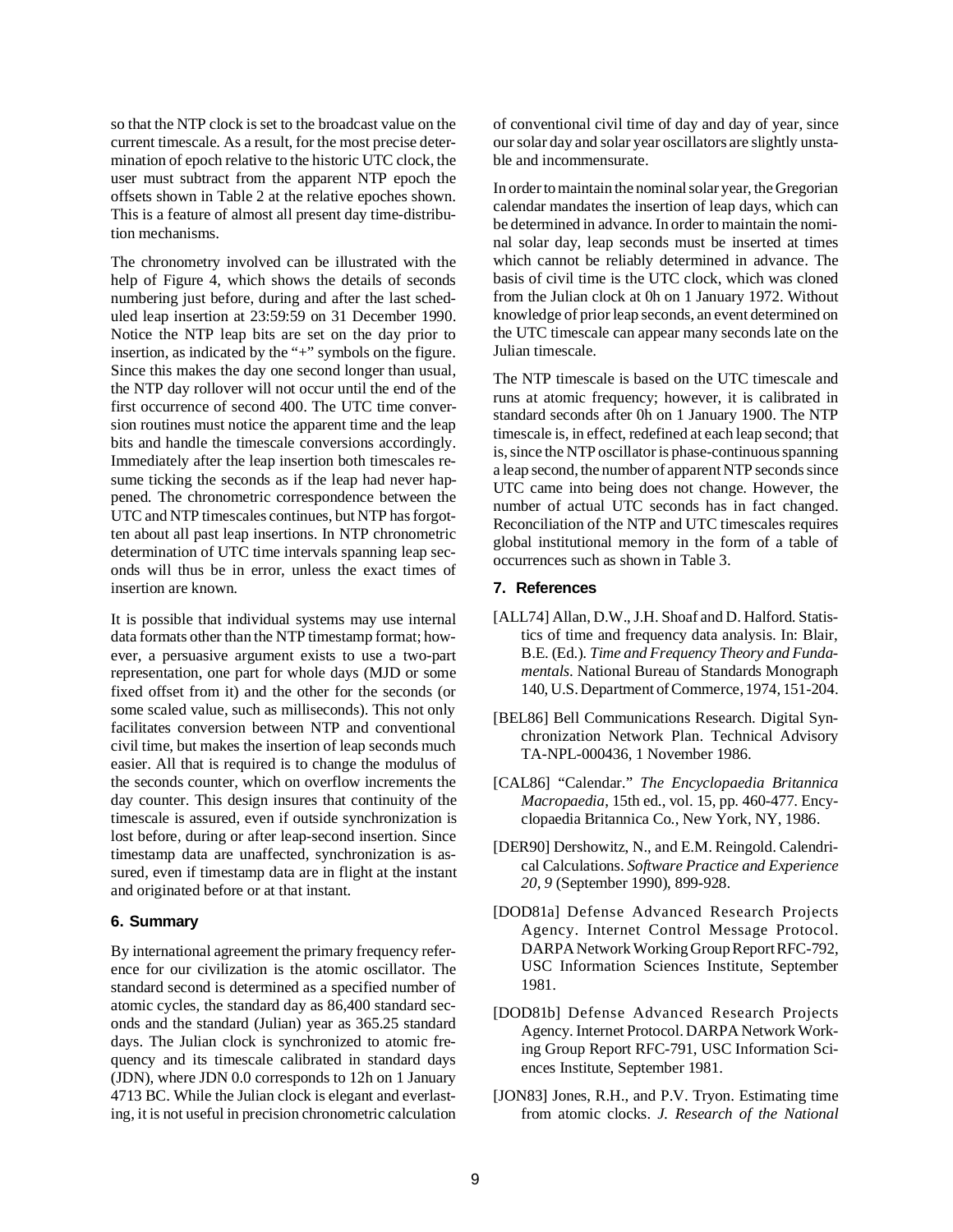so that the NTP clock is set to the broadcast value on the current timescale. As a result, for the most precise determination of epoch relative to the historic UTC clock, the user must subtract from the apparent NTP epoch the offsets shown in Table 2 at the relative epoches shown. This is a feature of almost all present day time-distribution mechanisms.

The chronometry involved can be illustrated with the help of Figure 4, which shows the details of seconds numbering just before, during and after the last scheduled leap insertion at 23:59:59 on 31 December 1990. Notice the NTP leap bits are set on the day prior to insertion, as indicated by the "+" symbols on the figure. Since this makes the day one second longer than usual, the NTP day rollover will not occur until the end of the first occurrence of second 400. The UTC time conversion routines must notice the apparent time and the leap bits and handle the timescale conversions accordingly. Immediately after the leap insertion both timescales resume ticking the seconds as if the leap had never happened. The chronometric correspondence between the UTC and NTP timescales continues, but NTP has forgotten about all past leap insertions. In NTP chronometric determination of UTC time intervals spanning leap seconds will thus be in error, unless the exact times of insertion are known.

It is possible that individual systems may use internal data formats other than the NTP timestamp format; however, a persuasive argument exists to use a two-part representation, one part for whole days (MJD or some fixed offset from it) and the other for the seconds (or some scaled value, such as milliseconds). This not only facilitates conversion between NTP and conventional civil time, but makes the insertion of leap seconds much easier. All that is required is to change the modulus of the seconds counter, which on overflow increments the day counter. This design insures that continuity of the timescale is assured, even if outside synchronization is lost before, during or after leap-second insertion. Since timestamp data are unaffected, synchronization is assured, even if timestamp data are in flight at the instant and originated before or at that instant.

## 6. Summary

By international agreement the primary frequency reference for our civilization is the atomic oscillator. The standard second is determined as a specified number of atomic cycles, the standard day as 86,400 standard seconds and the standard (Julian) year as 365.25 standard days. The Julian clock is synchronized to atomic frequency and its timescale calibrated in standard days (JDN), where JDN 0.0 corresponds to 12h on 1 January 4713 BC. While the Julian clock is elegant and everlasting, it is not useful in precision chronometric calculation of conventional civil time of day and day of year, since our solar day and solar year oscillators are slightly unstable and incommensurate.

In order to maintain the nominal solar year, the Gregorian calendar mandates the insertion of leap days, which can be determined in advance. In order to maintain the nominal solar day, leap seconds must be inserted at times which cannot be reliably determined in advance. The basis of civil time is the UTC clock, which was cloned from the Julian clock at 0h on 1 January 1972. Without knowledge of prior leap seconds, an event determined on the UTC timescale can appear many seconds late on the Julian timescale.

The NTP timescale is based on the UTC timescale and runs at atomic frequency; however, it is calibrated in standard seconds after 0h on 1 January 1900. The NTP timescale is, in effect, redefined at each leap second; that is, since the NTP oscillator is phase-continuous spanning a leap second, the number of apparent NTP seconds since UTC came into being does not change. However, the number of actual UTC seconds has in fact changed. Reconciliation of the NTP and UTC timescales requires global institutional memory in the form of a table of occurrences such as shown in Table 3.

## 7. References

[ALL74] Allan, D.W., J.H. Shoaf and D. Halford. Statistics of time and frequency data analysis. In: Blair, B.E. (Ed.). *Time and Frequency Theory and Fundamentals*. National Bureau of Standards Monograph 140, U.S. Department of Commerce, 1974, 151-204.

[BEL86] Bell Communications Research. Digital Synchronization Network Plan. Technical Advisory TA-NPL-000436, 1 November 1986.

[CAL86] "Calendar." *The Encyclopaedia Britannica Macropaedia*, 15th ed., vol. 15, pp. 460-477. Encyclopaedia Britannica Co., New York, NY, 1986.

[DER90] Dershowitz, N., and E.M. Reingold. Calendrical Calculations. *Software Practice and Experience 20, 9* (September 1990), 899-928.

[DOD81a] Defense Advanced Research Projects Agency. Internet Control Message Protocol. DARPA Network Working Group Report RFC-792, USC Information Sciences Institute, September 1981.

[DOD81b] Defense Advanced Research Projects Agency. Internet Protocol. DARPA Network Working Group Report RFC-791, USC Information Sciences Institute, September 1981.

[JON83] Jones, R.H., and P.V. Tryon. Estimating time from atomic clocks. *J. Research of the National*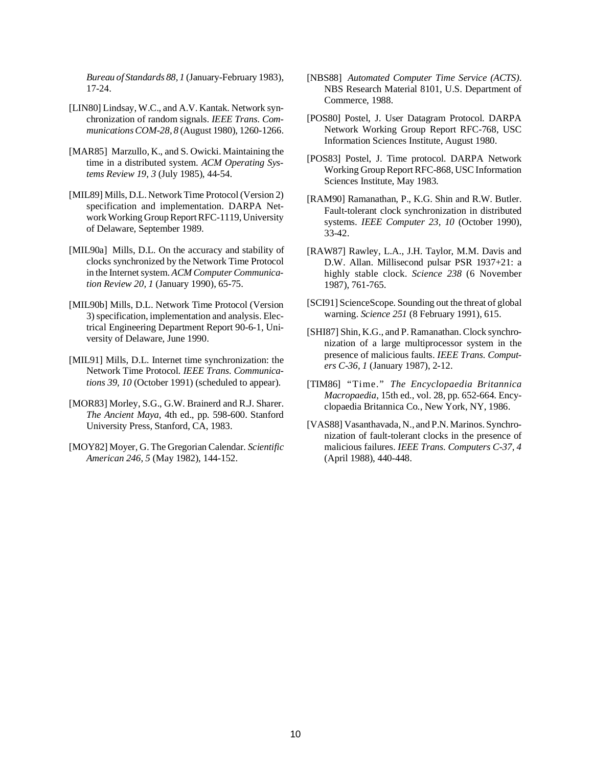*Bureau of Standards 88, 1* (January-February 1983), 17-24.

[LIN80] Lindsay, W.C., and A.V. Kantak. Network synchronization of random signals. *IEEE Trans. Communications COM-28, 8* (August 1980), 1260-1266.

[MAR85] Marzullo, K., and S. Owicki. Maintaining the time in a distributed system. *ACM Operating Systems Review 19, 3* (July 1985), 44-54.

[MIL89] Mills, D.L. Network Time Protocol (Version 2) specification and implementation. DARPA Network Working Group Report RFC-1119, University of Delaware, September 1989.

[MIL90a] Mills, D.L. On the accuracy and stability of clocks synchronized by the Network Time Protocol in the Internet system. *ACM Computer Communication Review 20, 1* (January 1990), 65-75.

[MIL90b] Mills, D.L. Network Time Protocol (Version 3) specification, implementation and analysis. Electrical Engineering Department Report 90-6-1, University of Delaware, June 1990.

[MIL91] Mills, D.L. Internet time synchronization: the Network Time Protocol. *IEEE Trans. Communications 39, 10* (October 1991) (scheduled to appear).

[MOR83] Morley, S.G., G.W. Brainerd and R.J. Sharer. *The Ancient Maya*, 4th ed., pp. 598-600. Stanford University Press, Stanford, CA, 1983.

[MOY82] Moyer, G. The Gregorian Calendar. *Scientific American 246, 5* (May 1982), 144-152.

[NBS88] *Automated Computer Time Service (ACTS)*. NBS Research Material 8101, U.S. Department of Commerce, 1988.

[POS80] Postel, J. User Datagram Protocol. DARPA Network Working Group Report RFC-768, USC Information Sciences Institute, August 1980.

[POS83] Postel, J. Time protocol. DARPA Network Working Group Report RFC-868, USC Information Sciences Institute, May 1983.

[RAM90] Ramanathan, P., K.G. Shin and R.W. Butler. Fault-tolerant clock synchronization in distributed systems. *IEEE Computer 23, 10* (October 1990), 33-42.

[RAW87] Rawley, L.A., J.H. Taylor, M.M. Davis and D.W. Allan. Millisecond pulsar PSR 1937+21: a highly stable clock. *Science 238* (6 November 1987), 761-765.

[SCI91] ScienceScope. Sounding out the threat of global warning. *Science 251* (8 February 1991), 615.

[SHI87] Shin, K.G., and P. Ramanathan. Clock synchronization of a large multiprocessor system in the presence of malicious faults. *IEEE Trans. Computers C-36, 1* (January 1987), 2-12.

[TIM86] "Time." *The Encyclopaedia Britannica Macropaedia*, 15th ed., vol. 28, pp. 652-664. Encyclopaedia Britannica Co., New York, NY, 1986.

[VAS88] Vasanthavada, N., and P.N. Marinos. Synchronization of fault-tolerant clocks in the presence of malicious failures. *IEEE Trans. Computers C-37, 4* (April 1988), 440-448.